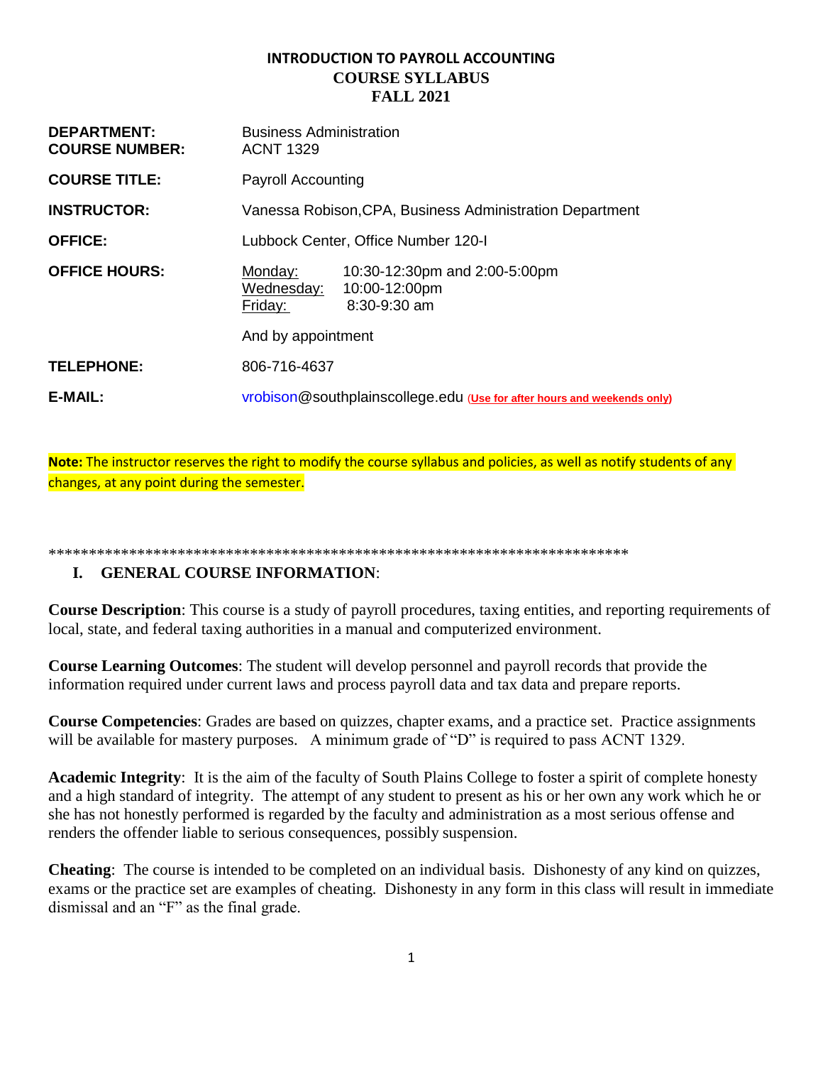# INTRODUCTION TO PAYROLL ACCOUNTING
## COURSE SYLLABUS
## FALL 2021

**DEPARTMENT:** Business Administration
**COURSE NUMBER:** ACNT 1329

**COURSE TITLE:** Payroll Accounting

**INSTRUCTOR:** Vanessa Robison,CPA, Business Administration Department

**OFFICE:** Lubbock Center, Office Number 120-I

**OFFICE HOURS:**

| | |
|---|---|
| Monday: | 10:30-12:30pm and 2:00-5:00pm |
| Wednesday: | 10:00-12:00pm |
| Friday: | 8:30-9:30 am |

And by appointment

**TELEPHONE:** 806-716-4637

**E-MAIL:** vrobison@southplainscollege.edu (**Use for after hours and weekends only**)

**Note:** The instructor reserves the right to modify the course syllabus and policies, as well as notify students of any changes, at any point during the semester.

***************************************************************************

## I. GENERAL COURSE INFORMATION:

**Course Description**: This course is a study of payroll procedures, taxing entities, and reporting requirements of local, state, and federal taxing authorities in a manual and computerized environment.

**Course Learning Outcomes**: The student will develop personnel and payroll records that provide the information required under current laws and process payroll data and tax data and prepare reports.

**Course Competencies**: Grades are based on quizzes, chapter exams, and a practice set. Practice assignments will be available for mastery purposes. A minimum grade of "D" is required to pass ACNT 1329.

**Academic Integrity**: It is the aim of the faculty of South Plains College to foster a spirit of complete honesty and a high standard of integrity. The attempt of any student to present as his or her own any work which he or she has not honestly performed is regarded by the faculty and administration as a most serious offense and renders the offender liable to serious consequences, possibly suspension.

**Cheating**: The course is intended to be completed on an individual basis. Dishonesty of any kind on quizzes, exams or the practice set are examples of cheating. Dishonesty in any form in this class will result in immediate dismissal and an "F" as the final grade.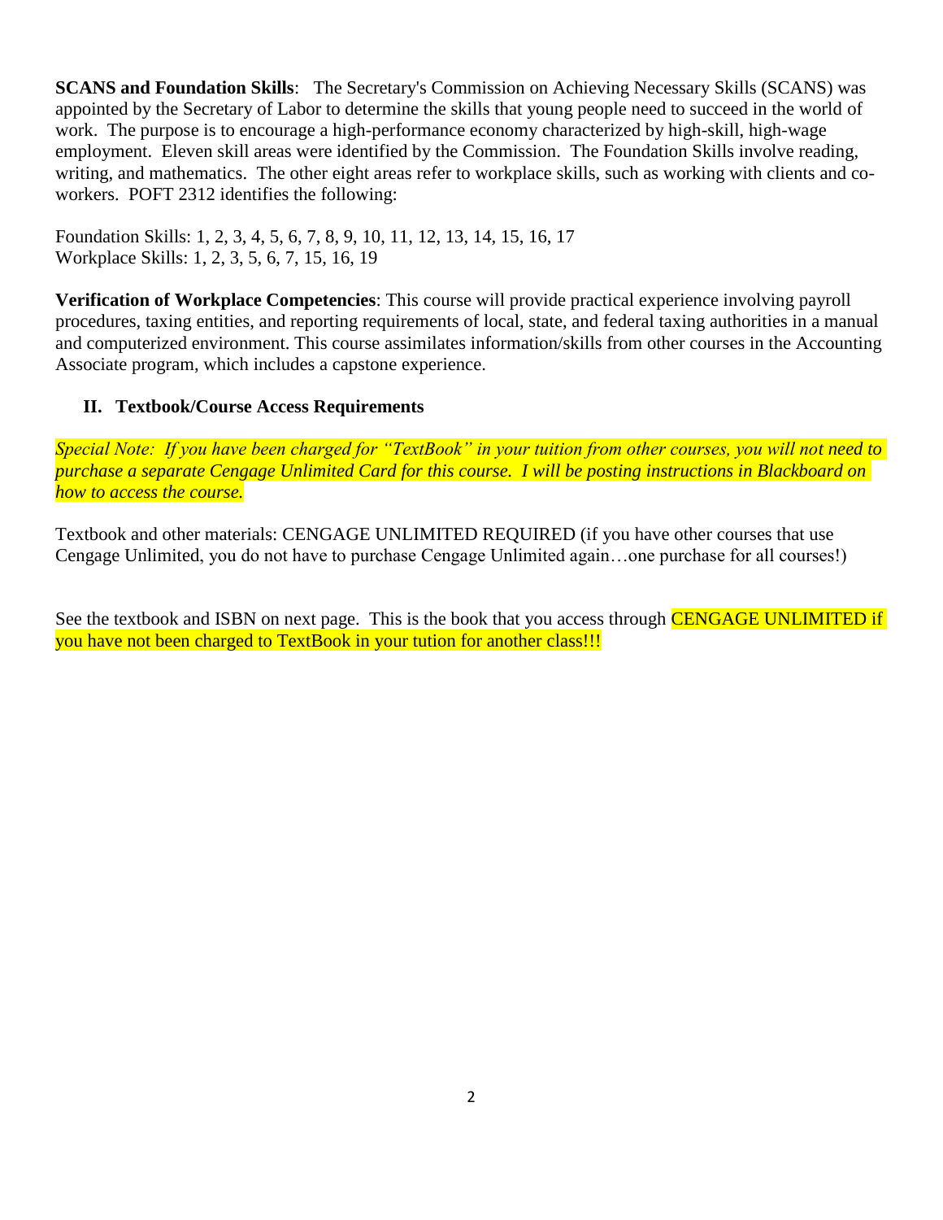**SCANS and Foundation Skills**: The Secretary's Commission on Achieving Necessary Skills (SCANS) was appointed by the Secretary of Labor to determine the skills that young people need to succeed in the world of work. The purpose is to encourage a high-performance economy characterized by high-skill, high-wage employment. Eleven skill areas were identified by the Commission. The Foundation Skills involve reading, writing, and mathematics. The other eight areas refer to workplace skills, such as working with clients and co-workers. POFT 2312 identifies the following:

Foundation Skills: 1, 2, 3, 4, 5, 6, 7, 8, 9, 10, 11, 12, 13, 14, 15, 16, 17
Workplace Skills: 1, 2, 3, 5, 6, 7, 15, 16, 19

**Verification of Workplace Competencies**: This course will provide practical experience involving payroll procedures, taxing entities, and reporting requirements of local, state, and federal taxing authorities in a manual and computerized environment. This course assimilates information/skills from other courses in the Accounting Associate program, which includes a capstone experience.

## II. Textbook/Course Access Requirements

*Special Note: If you have been charged for "TextBook" in your tuition from other courses, you will not need to purchase a separate Cengage Unlimited Card for this course. I will be posting instructions in Blackboard on how to access the course.*

Textbook and other materials: CENGAGE UNLIMITED REQUIRED (if you have other courses that use Cengage Unlimited, you do not have to purchase Cengage Unlimited again…one purchase for all courses!)

See the textbook and ISBN on next page. This is the book that you access through CENGAGE UNLIMITED if you have not been charged to TextBook in your tution for another class!!!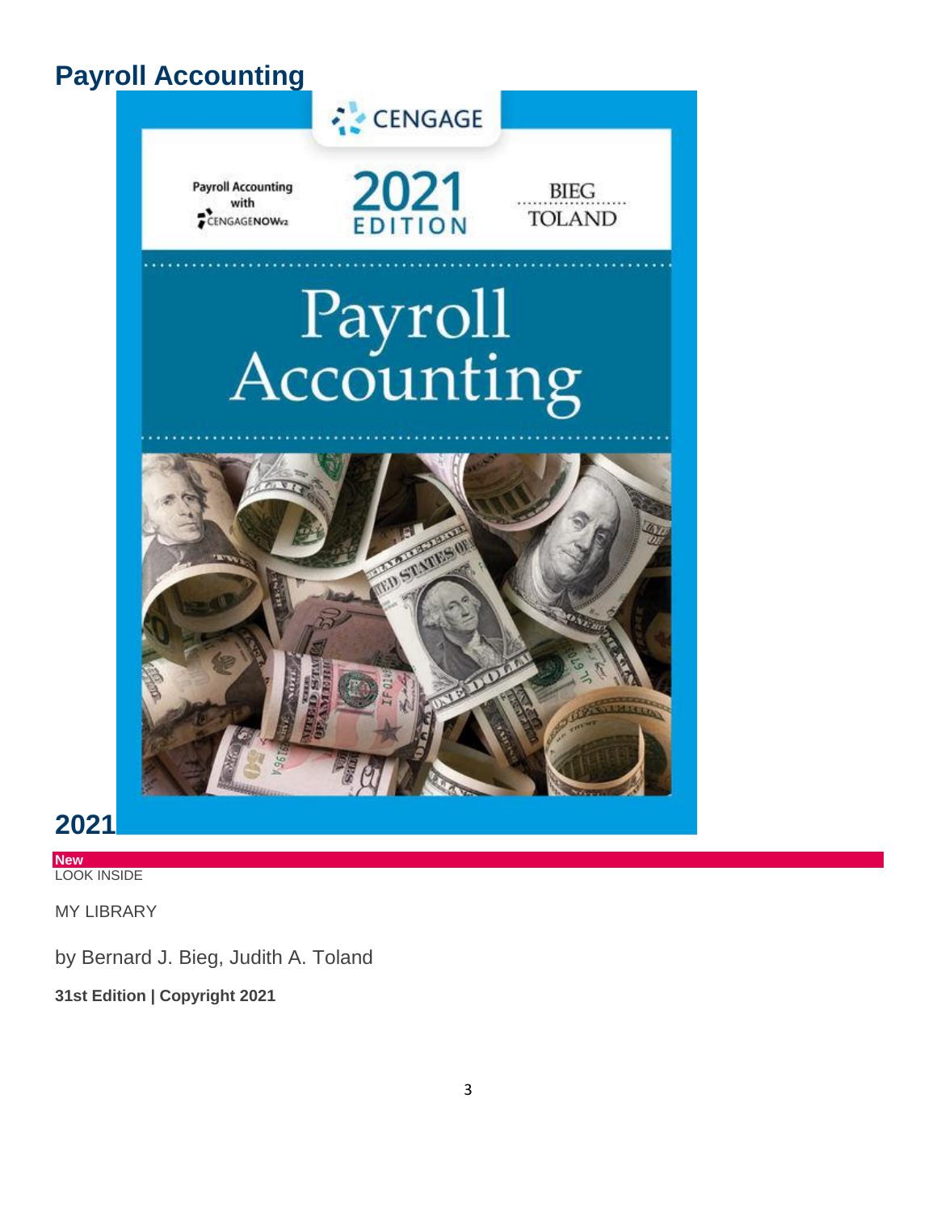# Payroll Accounting

## 2021

**New**

LOOK INSIDE

MY LIBRARY

by Bernard J. Bieg, Judith A. Toland

**31st Edition | Copyright 2021**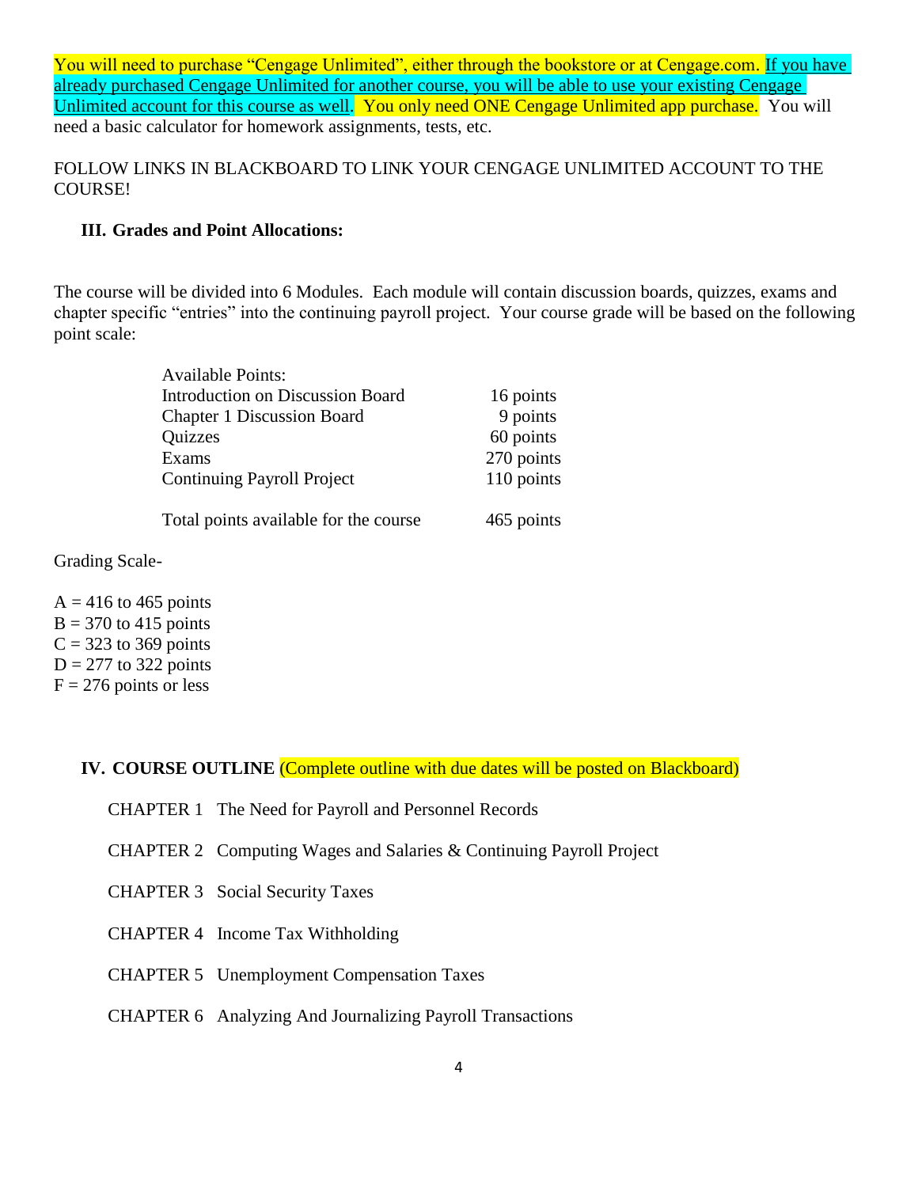You will need to purchase "Cengage Unlimited", either through the bookstore or at Cengage.com. If you have already purchased Cengage Unlimited for another course, you will be able to use your existing Cengage Unlimited account for this course as well. You only need ONE Cengage Unlimited app purchase. You will need a basic calculator for homework assignments, tests, etc.

FOLLOW LINKS IN BLACKBOARD TO LINK YOUR CENGAGE UNLIMITED ACCOUNT TO THE COURSE!

### III. Grades and Point Allocations:

The course will be divided into 6 Modules. Each module will contain discussion boards, quizzes, exams and chapter specific "entries" into the continuing payroll project. Your course grade will be based on the following point scale:

| Available Points: | |
|---|---|
| Introduction on Discussion Board | 16 points |
| Chapter 1 Discussion Board | 9 points |
| Quizzes | 60 points |
| Exams | 270 points |
| Continuing Payroll Project | 110 points |
| Total points available for the course | 465 points |

Grading Scale-

A = 416 to 465 points
B = 370 to 415 points
C = 323 to 369 points
D = 277 to 322 points
F = 276 points or less

### IV. COURSE OUTLINE (Complete outline with due dates will be posted on Blackboard)

CHAPTER 1 The Need for Payroll and Personnel Records

CHAPTER 2 Computing Wages and Salaries & Continuing Payroll Project

CHAPTER 3 Social Security Taxes

CHAPTER 4 Income Tax Withholding

CHAPTER 5 Unemployment Compensation Taxes

CHAPTER 6 Analyzing And Journalizing Payroll Transactions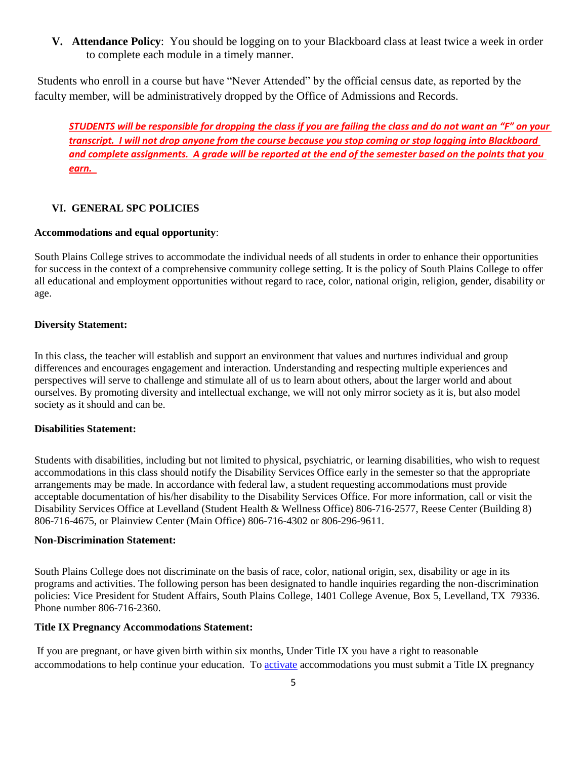**V. Attendance Policy**: You should be logging on to your Blackboard class at least twice a week in order to complete each module in a timely manner.

Students who enroll in a course but have "Never Attended" by the official census date, as reported by the faculty member, will be administratively dropped by the Office of Admissions and Records.

***STUDENTS will be responsible for dropping the class if you are failing the class and do not want an "F" on your transcript. I will not drop anyone from the course because you stop coming or stop logging into Blackboard and complete assignments. A grade will be reported at the end of the semester based on the points that you earn.***

## VI. GENERAL SPC POLICIES

**Accommodations and equal opportunity**:

South Plains College strives to accommodate the individual needs of all students in order to enhance their opportunities for success in the context of a comprehensive community college setting. It is the policy of South Plains College to offer all educational and employment opportunities without regard to race, color, national origin, religion, gender, disability or age.

**Diversity Statement:**

In this class, the teacher will establish and support an environment that values and nurtures individual and group differences and encourages engagement and interaction. Understanding and respecting multiple experiences and perspectives will serve to challenge and stimulate all of us to learn about others, about the larger world and about ourselves. By promoting diversity and intellectual exchange, we will not only mirror society as it is, but also model society as it should and can be.

**Disabilities Statement:**

Students with disabilities, including but not limited to physical, psychiatric, or learning disabilities, who wish to request accommodations in this class should notify the Disability Services Office early in the semester so that the appropriate arrangements may be made. In accordance with federal law, a student requesting accommodations must provide acceptable documentation of his/her disability to the Disability Services Office. For more information, call or visit the Disability Services Office at Levelland (Student Health & Wellness Office) 806-716-2577, Reese Center (Building 8) 806-716-4675, or Plainview Center (Main Office) 806-716-4302 or 806-296-9611.

**Non-Discrimination Statement:**

South Plains College does not discriminate on the basis of race, color, national origin, sex, disability or age in its programs and activities. The following person has been designated to handle inquiries regarding the non-discrimination policies: Vice President for Student Affairs, South Plains College, 1401 College Avenue, Box 5, Levelland, TX 79336. Phone number 806-716-2360.

**Title IX Pregnancy Accommodations Statement:**

If you are pregnant, or have given birth within six months, Under Title IX you have a right to reasonable accommodations to help continue your education. To activate accommodations you must submit a Title IX pregnancy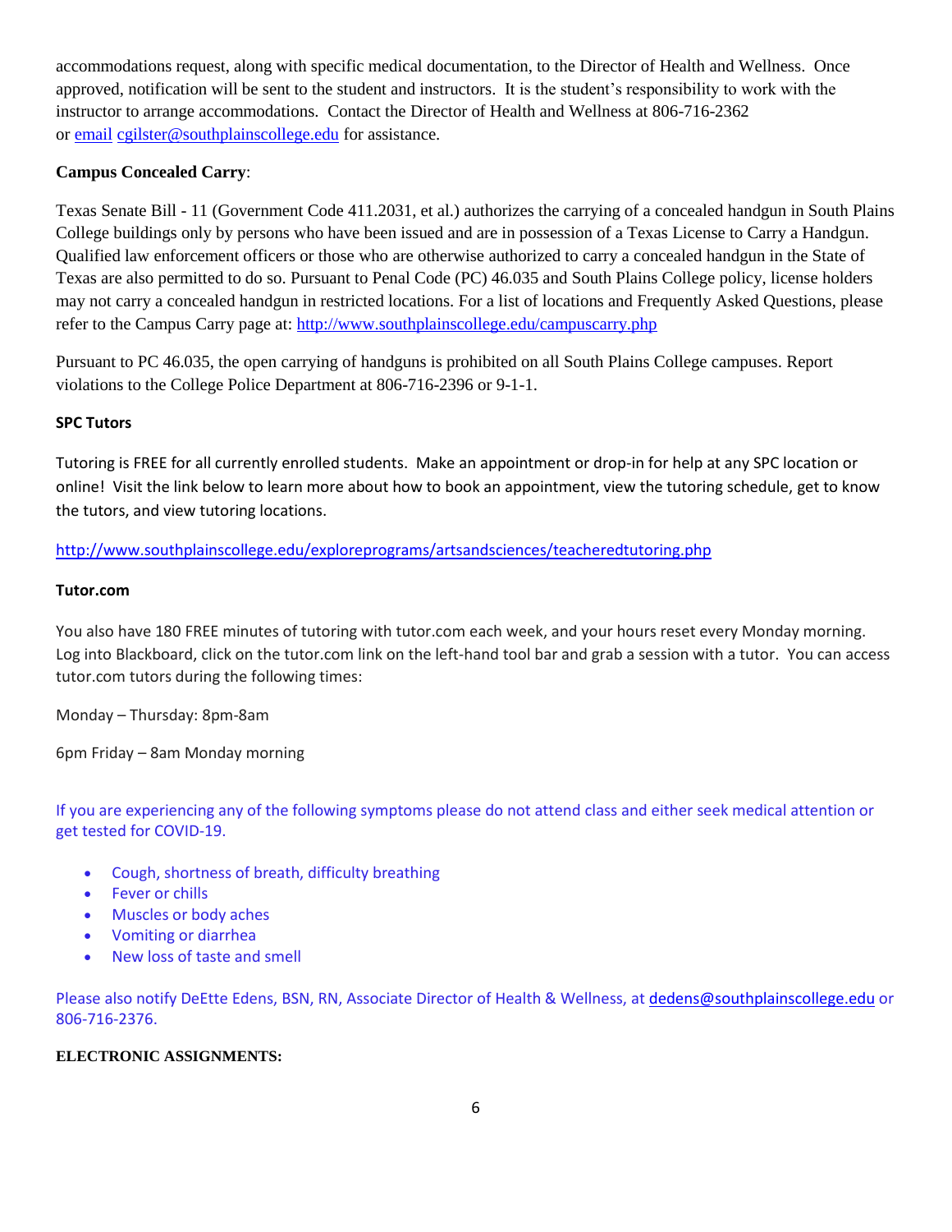accommodations request, along with specific medical documentation, to the Director of Health and Wellness. Once approved, notification will be sent to the student and instructors. It is the student's responsibility to work with the instructor to arrange accommodations. Contact the Director of Health and Wellness at 806-716-2362 or email cgilster@southplainscollege.edu for assistance.

**Campus Concealed Carry**:

Texas Senate Bill - 11 (Government Code 411.2031, et al.) authorizes the carrying of a concealed handgun in South Plains College buildings only by persons who have been issued and are in possession of a Texas License to Carry a Handgun. Qualified law enforcement officers or those who are otherwise authorized to carry a concealed handgun in the State of Texas are also permitted to do so. Pursuant to Penal Code (PC) 46.035 and South Plains College policy, license holders may not carry a concealed handgun in restricted locations. For a list of locations and Frequently Asked Questions, please refer to the Campus Carry page at: http://www.southplainscollege.edu/campuscarry.php

Pursuant to PC 46.035, the open carrying of handguns is prohibited on all South Plains College campuses. Report violations to the College Police Department at 806-716-2396 or 9-1-1.

**SPC Tutors**

Tutoring is FREE for all currently enrolled students. Make an appointment or drop-in for help at any SPC location or online! Visit the link below to learn more about how to book an appointment, view the tutoring schedule, get to know the tutors, and view tutoring locations.

http://www.southplainscollege.edu/exploreprograms/artsandsciences/teacheredtutoring.php

**Tutor.com**

You also have 180 FREE minutes of tutoring with tutor.com each week, and your hours reset every Monday morning. Log into Blackboard, click on the tutor.com link on the left-hand tool bar and grab a session with a tutor. You can access tutor.com tutors during the following times:

Monday – Thursday: 8pm-8am

6pm Friday – 8am Monday morning

If you are experiencing any of the following symptoms please do not attend class and either seek medical attention or get tested for COVID-19.

- Cough, shortness of breath, difficulty breathing
- Fever or chills
- Muscles or body aches
- Vomiting or diarrhea
- New loss of taste and smell

Please also notify DeEtte Edens, BSN, RN, Associate Director of Health & Wellness, at dedens@southplainscollege.edu or 806-716-2376.

**ELECTRONIC ASSIGNMENTS:**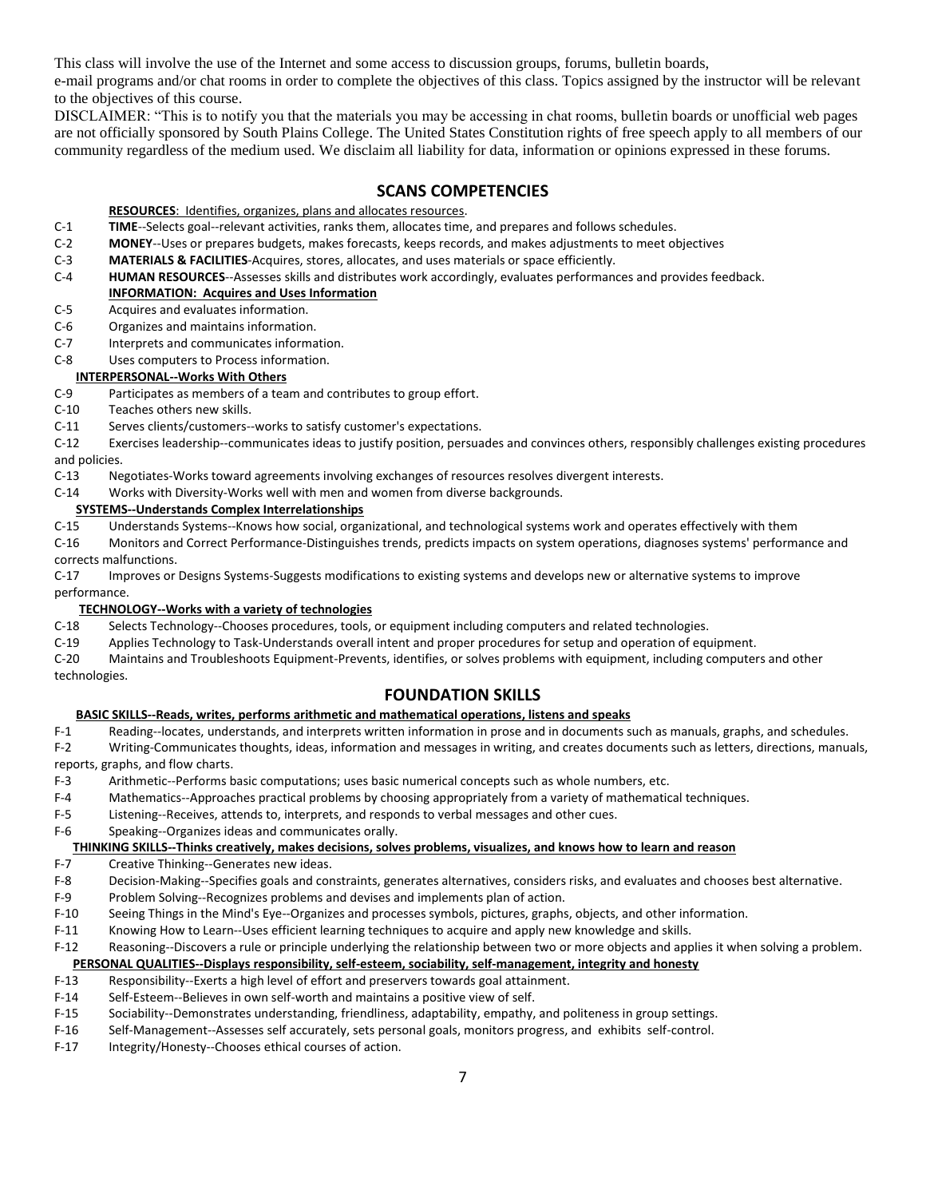This class will involve the use of the Internet and some access to discussion groups, forums, bulletin boards, e-mail programs and/or chat rooms in order to complete the objectives of this class. Topics assigned by the instructor will be relevant to the objectives of this course.

DISCLAIMER: "This is to notify you that the materials you may be accessing in chat rooms, bulletin boards or unofficial web pages are not officially sponsored by South Plains College. The United States Constitution rights of free speech apply to all members of our community regardless of the medium used. We disclaim all liability for data, information or opinions expressed in these forums.

## SCANS COMPETENCIES

**RESOURCES**: Identifies, organizes, plans and allocates resources.

C-1 **TIME**--Selects goal--relevant activities, ranks them, allocates time, and prepares and follows schedules.

C-2 **MONEY**--Uses or prepares budgets, makes forecasts, keeps records, and makes adjustments to meet objectives

C-3 **MATERIALS & FACILITIES**-Acquires, stores, allocates, and uses materials or space efficiently.

C-4 **HUMAN RESOURCES**--Assesses skills and distributes work accordingly, evaluates performances and provides feedback.

**INFORMATION: Acquires and Uses Information**

C-5 Acquires and evaluates information.

C-6 Organizes and maintains information.

C-7 Interprets and communicates information.

C-8 Uses computers to Process information.

**INTERPERSONAL--Works With Others**

C-9 Participates as members of a team and contributes to group effort.

C-10 Teaches others new skills.

C-11 Serves clients/customers--works to satisfy customer's expectations.

C-12 Exercises leadership--communicates ideas to justify position, persuades and convinces others, responsibly challenges existing procedures and policies.

C-13 Negotiates-Works toward agreements involving exchanges of resources resolves divergent interests.

C-14 Works with Diversity-Works well with men and women from diverse backgrounds.

**SYSTEMS--Understands Complex Interrelationships**

C-15 Understands Systems--Knows how social, organizational, and technological systems work and operates effectively with them

C-16 Monitors and Correct Performance-Distinguishes trends, predicts impacts on system operations, diagnoses systems' performance and corrects malfunctions.

C-17 Improves or Designs Systems-Suggests modifications to existing systems and develops new or alternative systems to improve performance.

**TECHNOLOGY--Works with a variety of technologies**

C-18 Selects Technology--Chooses procedures, tools, or equipment including computers and related technologies.

C-19 Applies Technology to Task-Understands overall intent and proper procedures for setup and operation of equipment.

C-20 Maintains and Troubleshoots Equipment-Prevents, identifies, or solves problems with equipment, including computers and other technologies.

## FOUNDATION SKILLS

**BASIC SKILLS--Reads, writes, performs arithmetic and mathematical operations, listens and speaks**

F-1 Reading--locates, understands, and interprets written information in prose and in documents such as manuals, graphs, and schedules.

F-2 Writing-Communicates thoughts, ideas, information and messages in writing, and creates documents such as letters, directions, manuals, reports, graphs, and flow charts.

F-3 Arithmetic--Performs basic computations; uses basic numerical concepts such as whole numbers, etc.

F-4 Mathematics--Approaches practical problems by choosing appropriately from a variety of mathematical techniques.

F-5 Listening--Receives, attends to, interprets, and responds to verbal messages and other cues.

F-6 Speaking--Organizes ideas and communicates orally.

**THINKING SKILLS--Thinks creatively, makes decisions, solves problems, visualizes, and knows how to learn and reason**

F-7 Creative Thinking--Generates new ideas.

F-8 Decision-Making--Specifies goals and constraints, generates alternatives, considers risks, and evaluates and chooses best alternative.

F-9 Problem Solving--Recognizes problems and devises and implements plan of action.

F-10 Seeing Things in the Mind's Eye--Organizes and processes symbols, pictures, graphs, objects, and other information.

F-11 Knowing How to Learn--Uses efficient learning techniques to acquire and apply new knowledge and skills.

F-12 Reasoning--Discovers a rule or principle underlying the relationship between two or more objects and applies it when solving a problem.

**PERSONAL QUALITIES--Displays responsibility, self-esteem, sociability, self-management, integrity and honesty**

F-13 Responsibility--Exerts a high level of effort and preservers towards goal attainment.

F-14 Self-Esteem--Believes in own self-worth and maintains a positive view of self.

F-15 Sociability--Demonstrates understanding, friendliness, adaptability, empathy, and politeness in group settings.

F-16 Self-Management--Assesses self accurately, sets personal goals, monitors progress, and exhibits self-control.

F-17 Integrity/Honesty--Chooses ethical courses of action.